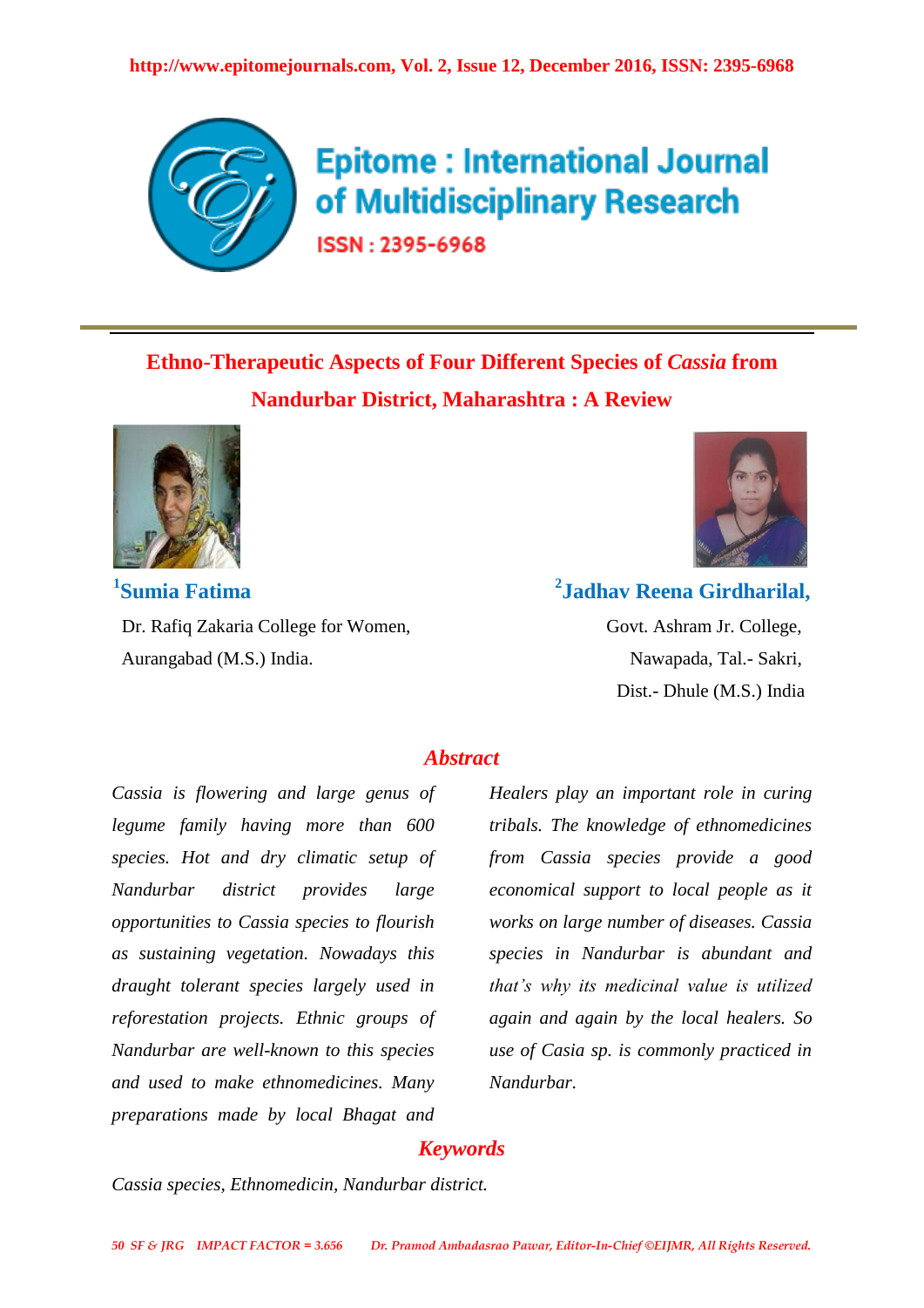# Ethno-Therapeutic Aspects of Four Different Species of *Cassia* from Nandurbar District, Maharashtra : A Review

**[1] Sumia Fatima**

Dr. Rafiq Zakaria College for Women,
Aurangabad (M.S.) India.

**[2] Jadhav Reena Girdharilal,**

Govt. Ashram Jr. College,
Nawapada, Tal.- Sakri,
Dist.- Dhule (M.S.) India

## Abstract

*Cassia is flowering and large genus of legume family having more than 600 species. Hot and dry climatic setup of Nandurbar district provides large opportunities to Cassia species to flourish as sustaining vegetation. Nowadays this draught tolerant species largely used in reforestation projects. Ethnic groups of Nandurbar are well-known to this species and used to make ethnomedicines. Many preparations made by local Bhagat and Healers play an important role in curing tribals. The knowledge of ethnomedicines from Cassia species provide a good economical support to local people as it works on large number of diseases. Cassia species in Nandurbar is abundant and that's why its medicinal value is utilized again and again by the local healers. So use of Casia sp. is commonly practiced in Nandurbar.*

## Keywords

*Cassia species, Ethnomedicin, Nandurbar district.*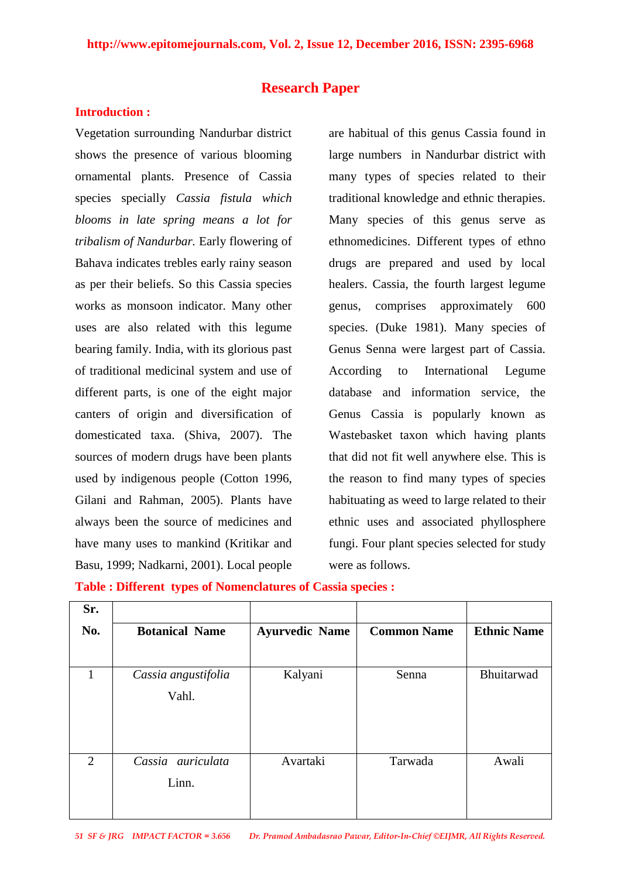## Research Paper

### Introduction :

Vegetation surrounding Nandurbar district shows the presence of various blooming ornamental plants. Presence of Cassia species specially *Cassia fistula which blooms in late spring means a lot for tribalism of Nandurbar.* Early flowering of Bahava indicates trebles early rainy season as per their beliefs. So this Cassia species works as monsoon indicator. Many other uses are also related with this legume bearing family. India, with its glorious past of traditional medicinal system and use of different parts, is one of the eight major canters of origin and diversification of domesticated taxa. (Shiva, 2007). The sources of modern drugs have been plants used by indigenous people (Cotton 1996, Gilani and Rahman, 2005). Plants have always been the source of medicines and have many uses to mankind (Kritikar and Basu, 1999; Nadkarni, 2001). Local people are habitual of this genus Cassia found in large numbers in Nandurbar district with many types of species related to their traditional knowledge and ethnic therapies. Many species of this genus serve as ethnomedicines. Different types of ethno drugs are prepared and used by local healers. Cassia, the fourth largest legume genus, comprises approximately 600 species. (Duke 1981). Many species of Genus Senna were largest part of Cassia. According to International Legume database and information service, the Genus Cassia is popularly known as Wastebasket taxon which having plants that did not fit well anywhere else. This is the reason to find many types of species habituating as weed to large related to their ethnic uses and associated phyllosphere fungi. Four plant species selected for study were as follows.

**Table : Different types of Nomenclatures of Cassia species :**

| Sr. No. | Botanical Name | Ayurvedic Name | Common Name | Ethnic Name |
|---|---|---|---|---|
| 1 | *Cassia angustifolia* Vahl. | Kalyani | Senna | Bhuitarwad |
| 2 | *Cassia auriculata* Linn. | Avartaki | Tarwada | Awali |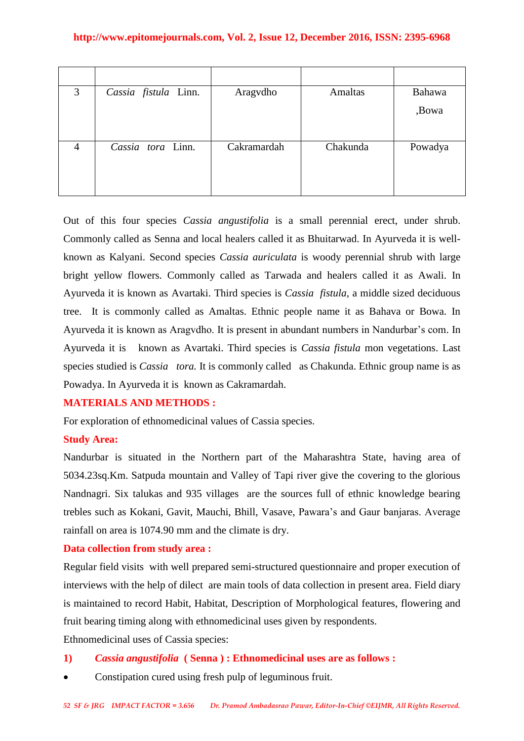| | | | | |
|---|---|---|---|---|
| 3 | *Cassia fistula* Linn. | Aragvdho | Amaltas | Bahawa ,Bowa |
| 4 | *Cassia tora* Linn. | Cakramardah | Chakunda | Powadya |

Out of this four species *Cassia angustifolia* is a small perennial erect, under shrub. Commonly called as Senna and local healers called it as Bhuitarwad. In Ayurveda it is well-known as Kalyani. Second species *Cassia auriculata* is woody perennial shrub with large bright yellow flowers. Commonly called as Tarwada and healers called it as Awali. In Ayurveda it is known as Avartaki. Third species is *Cassia fistula*, a middle sized deciduous tree. It is commonly called as Amaltas. Ethnic people name it as Bahava or Bowa. In Ayurveda it is known as Aragvdho. It is present in abundant numbers in Nandurbar's com. In Ayurveda it is known as Avartaki. Third species is *Cassia fistula* mon vegetations. Last species studied is *Cassia tora.* It is commonly called as Chakunda. Ethnic group name is as Powadya. In Ayurveda it is known as Cakramardah.

## MATERIALS AND METHODS :

For exploration of ethnomedicinal values of Cassia species.

### Study Area:

Nandurbar is situated in the Northern part of the Maharashtra State, having area of 5034.23sq.Km. Satpuda mountain and Valley of Tapi river give the covering to the glorious Nandnagri. Six talukas and 935 villages are the sources full of ethnic knowledge bearing trebles such as Kokani, Gavit, Mauchi, Bhill, Vasave, Pawara's and Gaur banjaras. Average rainfall on area is 1074.90 mm and the climate is dry.

### Data collection from study area :

Regular field visits with well prepared semi-structured questionnaire and proper execution of interviews with the help of dilect are main tools of data collection in present area. Field diary is maintained to record Habit, Habitat, Description of Morphological features, flowering and fruit bearing timing along with ethnomedicinal uses given by respondents.

Ethnomedicinal uses of Cassia species:

### 1) *Cassia angustifolia* ( Senna ) : Ethnomedicinal uses are as follows :

- Constipation cured using fresh pulp of leguminous fruit.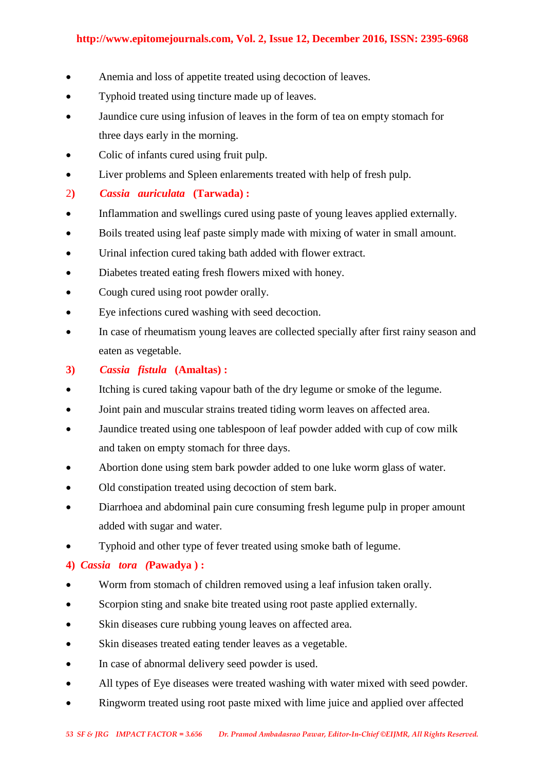- Anemia and loss of appetite treated using decoction of leaves.
- Typhoid treated using tincture made up of leaves.
- Jaundice cure using infusion of leaves in the form of tea on empty stomach for three days early in the morning.
- Colic of infants cured using fruit pulp.
- Liver problems and Spleen enlarements treated with help of fresh pulp.

**2) *Cassia auriculata* (Tarwada) :**

- Inflammation and swellings cured using paste of young leaves applied externally.
- Boils treated using leaf paste simply made with mixing of water in small amount.
- Urinal infection cured taking bath added with flower extract.
- Diabetes treated eating fresh flowers mixed with honey.
- Cough cured using root powder orally.
- Eye infections cured washing with seed decoction.
- In case of rheumatism young leaves are collected specially after first rainy season and eaten as vegetable.

**3) *Cassia fistula* (Amaltas) :**

- Itching is cured taking vapour bath of the dry legume or smoke of the legume.
- Joint pain and muscular strains treated tiding worm leaves on affected area.
- Jaundice treated using one tablespoon of leaf powder added with cup of cow milk and taken on empty stomach for three days.
- Abortion done using stem bark powder added to one luke worm glass of water.
- Old constipation treated using decoction of stem bark.
- Diarrhoea and abdominal pain cure consuming fresh legume pulp in proper amount added with sugar and water.
- Typhoid and other type of fever treated using smoke bath of legume.

**4) *Cassia tora* (Pawadya ) :**

- Worm from stomach of children removed using a leaf infusion taken orally.
- Scorpion sting and snake bite treated using root paste applied externally.
- Skin diseases cure rubbing young leaves on affected area.
- Skin diseases treated eating tender leaves as a vegetable.
- In case of abnormal delivery seed powder is used.
- All types of Eye diseases were treated washing with water mixed with seed powder.
- Ringworm treated using root paste mixed with lime juice and applied over affected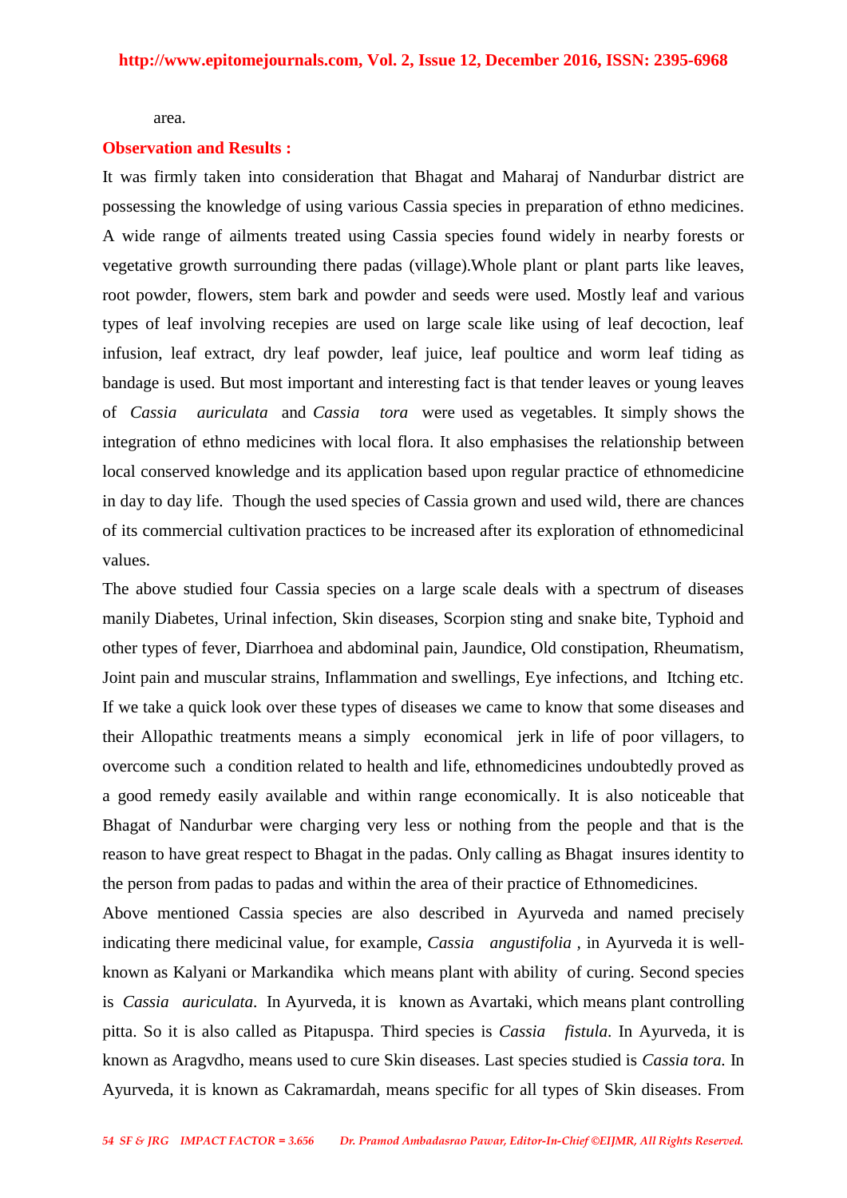area.

**Observation and Results :**

It was firmly taken into consideration that Bhagat and Maharaj of Nandurbar district are possessing the knowledge of using various Cassia species in preparation of ethno medicines. A wide range of ailments treated using Cassia species found widely in nearby forests or vegetative growth surrounding there padas (village).Whole plant or plant parts like leaves, root powder, flowers, stem bark and powder and seeds were used. Mostly leaf and various types of leaf involving recepies are used on large scale like using of leaf decoction, leaf infusion, leaf extract, dry leaf powder, leaf juice, leaf poultice and worm leaf tiding as bandage is used. But most important and interesting fact is that tender leaves or young leaves of *Cassia auriculata* and *Cassia tora* were used as vegetables. It simply shows the integration of ethno medicines with local flora. It also emphasises the relationship between local conserved knowledge and its application based upon regular practice of ethnomedicine in day to day life. Though the used species of Cassia grown and used wild, there are chances of its commercial cultivation practices to be increased after its exploration of ethnomedicinal values.

The above studied four Cassia species on a large scale deals with a spectrum of diseases manily Diabetes, Urinal infection, Skin diseases, Scorpion sting and snake bite, Typhoid and other types of fever, Diarrhoea and abdominal pain, Jaundice, Old constipation, Rheumatism, Joint pain and muscular strains, Inflammation and swellings, Eye infections, and Itching etc. If we take a quick look over these types of diseases we came to know that some diseases and their Allopathic treatments means a simply economical jerk in life of poor villagers, to overcome such a condition related to health and life, ethnomedicines undoubtedly proved as a good remedy easily available and within range economically. It is also noticeable that Bhagat of Nandurbar were charging very less or nothing from the people and that is the reason to have great respect to Bhagat in the padas. Only calling as Bhagat insures identity to the person from padas to padas and within the area of their practice of Ethnomedicines.

Above mentioned Cassia species are also described in Ayurveda and named precisely indicating there medicinal value, for example, *Cassia angustifolia* , in Ayurveda it is well-known as Kalyani or Markandika which means plant with ability of curing. Second species is *Cassia auriculata*. In Ayurveda, it is known as Avartaki, which means plant controlling pitta. So it is also called as Pitapuspa. Third species is *Cassia fistula*. In Ayurveda, it is known as Aragvdho, means used to cure Skin diseases. Last species studied is *Cassia tora*. In Ayurveda, it is known as Cakramardah, means specific for all types of Skin diseases. From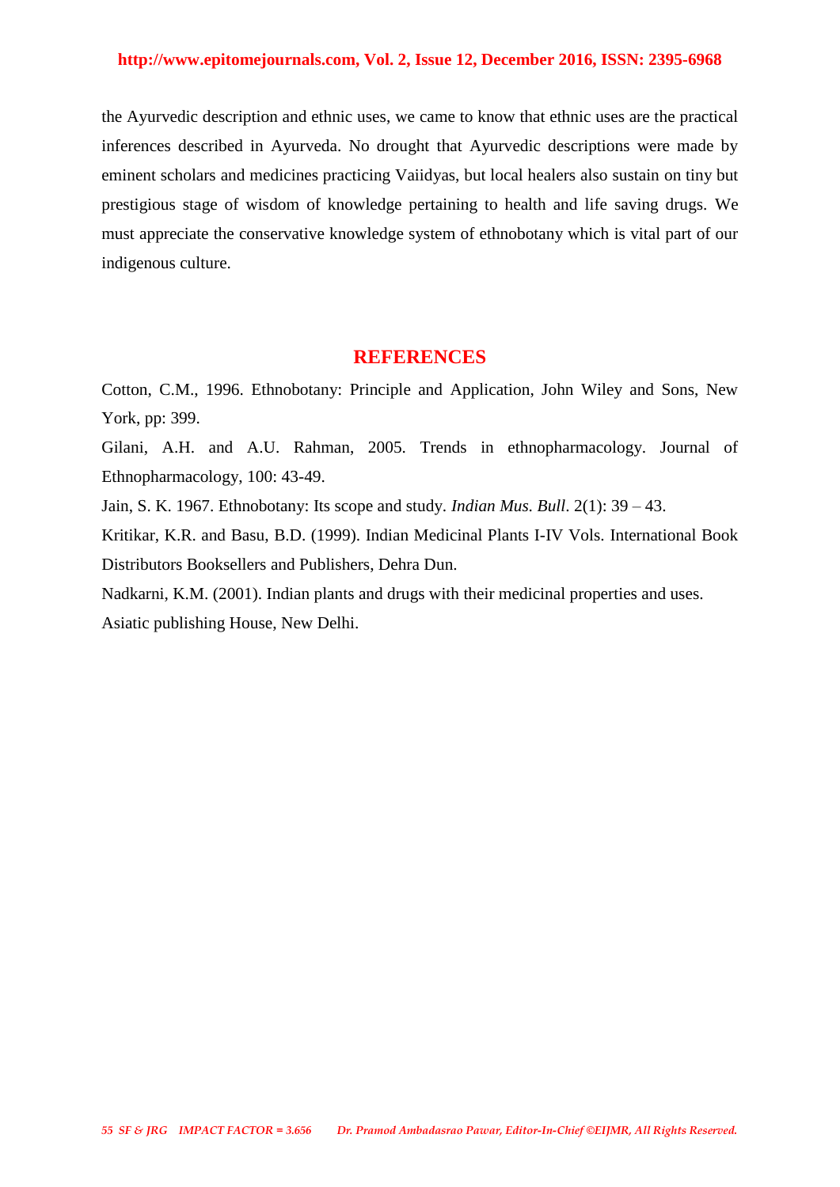the Ayurvedic description and ethnic uses, we came to know that ethnic uses are the practical inferences described in Ayurveda. No drought that Ayurvedic descriptions were made by eminent scholars and medicines practicing Vaiidyas, but local healers also sustain on tiny but prestigious stage of wisdom of knowledge pertaining to health and life saving drugs. We must appreciate the conservative knowledge system of ethnobotany which is vital part of our indigenous culture.

## REFERENCES

Cotton, C.M., 1996. Ethnobotany: Principle and Application, John Wiley and Sons, New York, pp: 399.

Gilani, A.H. and A.U. Rahman, 2005. Trends in ethnopharmacology. Journal of Ethnopharmacology, 100: 43-49.

Jain, S. K. 1967. Ethnobotany: Its scope and study. *Indian Mus. Bull*. 2(1): 39 – 43.

Kritikar, K.R. and Basu, B.D. (1999). Indian Medicinal Plants I-IV Vols. International Book Distributors Booksellers and Publishers, Dehra Dun.

Nadkarni, K.M. (2001). Indian plants and drugs with their medicinal properties and uses. Asiatic publishing House, New Delhi.